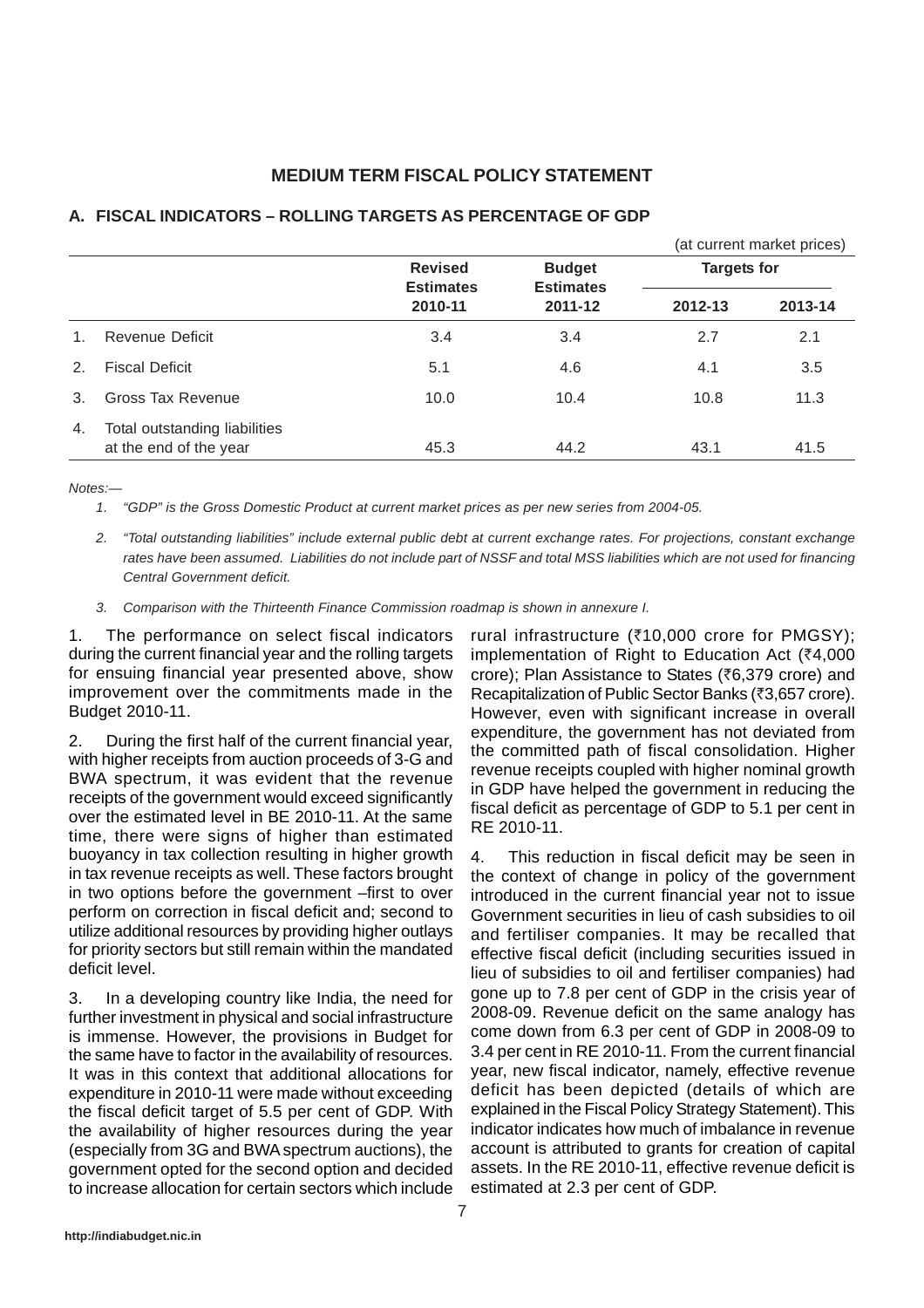# MEDIUM TERM FISCAL POLICY STATEMENT

## A. FISCAL INDICATORS – ROLLING TARGETS AS PERCENTAGE OF GDP

(at current market prices)

| | | Revised Estimates 2010-11 | Budget Estimates 2011-12 | Targets for | |
|---|---|---|---|---|---|
| | | | | 2012-13 | 2013-14 |
| 1. | Revenue Deficit | 3.4 | 3.4 | 2.7 | 2.1 |
| 2. | Fiscal Deficit | 5.1 | 4.6 | 4.1 | 3.5 |
| 3. | Gross Tax Revenue | 10.0 | 10.4 | 10.8 | 11.3 |
| 4. | Total outstanding liabilities at the end of the year | 45.3 | 44.2 | 43.1 | 41.5 |

*Notes:—*

1. *"GDP" is the Gross Domestic Product at current market prices as per new series from 2004-05.*
2. *"Total outstanding liabilities" include external public debt at current exchange rates. For projections, constant exchange rates have been assumed. Liabilities do not include part of NSSF and total MSS liabilities which are not used for financing Central Government deficit.*
3. *Comparison with the Thirteenth Finance Commission roadmap is shown in annexure I.*

1. The performance on select fiscal indicators during the current financial year and the rolling targets for ensuing financial year presented above, show improvement over the commitments made in the Budget 2010-11.

2. During the first half of the current financial year, with higher receipts from auction proceeds of 3-G and BWA spectrum, it was evident that the revenue receipts of the government would exceed significantly over the estimated level in BE 2010-11. At the same time, there were signs of higher than estimated buoyancy in tax collection resulting in higher growth in tax revenue receipts as well. These factors brought in two options before the government –first to over perform on correction in fiscal deficit and; second to utilize additional resources by providing higher outlays for priority sectors but still remain within the mandated deficit level.

3. In a developing country like India, the need for further investment in physical and social infrastructure is immense. However, the provisions in Budget for the same have to factor in the availability of resources. It was in this context that additional allocations for expenditure in 2010-11 were made without exceeding the fiscal deficit target of 5.5 per cent of GDP. With the availability of higher resources during the year (especially from 3G and BWA spectrum auctions), the government opted for the second option and decided to increase allocation for certain sectors which include rural infrastructure (₹10,000 crore for PMGSY); implementation of Right to Education Act (₹4,000 crore); Plan Assistance to States (₹6,379 crore) and Recapitalization of Public Sector Banks (₹3,657 crore). However, even with significant increase in overall expenditure, the government has not deviated from the committed path of fiscal consolidation. Higher revenue receipts coupled with higher nominal growth in GDP have helped the government in reducing the fiscal deficit as percentage of GDP to 5.1 per cent in RE 2010-11.

4. This reduction in fiscal deficit may be seen in the context of change in policy of the government introduced in the current financial year not to issue Government securities in lieu of cash subsidies to oil and fertiliser companies. It may be recalled that effective fiscal deficit (including securities issued in lieu of subsidies to oil and fertiliser companies) had gone up to 7.8 per cent of GDP in the crisis year of 2008-09. Revenue deficit on the same analogy has come down from 6.3 per cent of GDP in 2008-09 to 3.4 per cent in RE 2010-11. From the current financial year, new fiscal indicator, namely, effective revenue deficit has been depicted (details of which are explained in the Fiscal Policy Strategy Statement). This indicator indicates how much of imbalance in revenue account is attributed to grants for creation of capital assets. In the RE 2010-11, effective revenue deficit is estimated at 2.3 per cent of GDP.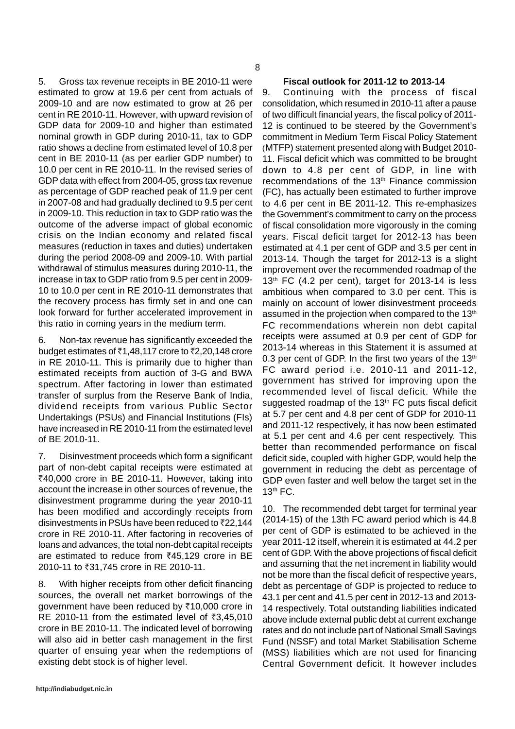5. Gross tax revenue receipts in BE 2010-11 were estimated to grow at 19.6 per cent from actuals of 2009-10 and are now estimated to grow at 26 per cent in RE 2010-11. However, with upward revision of GDP data for 2009-10 and higher than estimated nominal growth in GDP during 2010-11, tax to GDP ratio shows a decline from estimated level of 10.8 per cent in BE 2010-11 (as per earlier GDP number) to 10.0 per cent in RE 2010-11. In the revised series of GDP data with effect from 2004-05, gross tax revenue as percentage of GDP reached peak of 11.9 per cent in 2007-08 and had gradually declined to 9.5 per cent in 2009-10. This reduction in tax to GDP ratio was the outcome of the adverse impact of global economic crisis on the Indian economy and related fiscal measures (reduction in taxes and duties) undertaken during the period 2008-09 and 2009-10. With partial withdrawal of stimulus measures during 2010-11, the increase in tax to GDP ratio from 9.5 per cent in 2009-10 to 10.0 per cent in RE 2010-11 demonstrates that the recovery process has firmly set in and one can look forward for further accelerated improvement in this ratio in coming years in the medium term.

6. Non-tax revenue has significantly exceeded the budget estimates of ₹1,48,117 crore to ₹2,20,148 crore in RE 2010-11. This is primarily due to higher than estimated receipts from auction of 3-G and BWA spectrum. After factoring in lower than estimated transfer of surplus from the Reserve Bank of India, dividend receipts from various Public Sector Undertakings (PSUs) and Financial Institutions (FIs) have increased in RE 2010-11 from the estimated level of BE 2010-11.

7. Disinvestment proceeds which form a significant part of non-debt capital receipts were estimated at ₹40,000 crore in BE 2010-11. However, taking into account the increase in other sources of revenue, the disinvestment programme during the year 2010-11 has been modified and accordingly receipts from disinvestments in PSUs have been reduced to ₹22,144 crore in RE 2010-11. After factoring in recoveries of loans and advances, the total non-debt capital receipts are estimated to reduce from ₹45,129 crore in BE 2010-11 to ₹31,745 crore in RE 2010-11.

8. With higher receipts from other deficit financing sources, the overall net market borrowings of the government have been reduced by ₹10,000 crore in RE 2010-11 from the estimated level of ₹3,45,010 crore in BE 2010-11. The indicated level of borrowing will also aid in better cash management in the first quarter of ensuing year when the redemptions of existing debt stock is of higher level.

**Fiscal outlook for 2011-12 to 2013-14**

9. Continuing with the process of fiscal consolidation, which resumed in 2010-11 after a pause of two difficult financial years, the fiscal policy of 2011-12 is continued to be steered by the Government's commitment in Medium Term Fiscal Policy Statement (MTFP) statement presented along with Budget 2010-11. Fiscal deficit which was committed to be brought down to 4.8 per cent of GDP, in line with recommendations of the 13th Finance commission (FC), has actually been estimated to further improve to 4.6 per cent in BE 2011-12. This re-emphasizes the Government's commitment to carry on the process of fiscal consolidation more vigorously in the coming years. Fiscal deficit target for 2012-13 has been estimated at 4.1 per cent of GDP and 3.5 per cent in 2013-14. Though the target for 2012-13 is a slight improvement over the recommended roadmap of the 13th FC (4.2 per cent), target for 2013-14 is less ambitious when compared to 3.0 per cent. This is mainly on account of lower disinvestment proceeds assumed in the projection when compared to the 13th FC recommendations wherein non debt capital receipts were assumed at 0.9 per cent of GDP for 2013-14 whereas in this Statement it is assumed at 0.3 per cent of GDP. In the first two years of the 13th FC award period i.e. 2010-11 and 2011-12, government has strived for improving upon the recommended level of fiscal deficit. While the suggested roadmap of the 13th FC puts fiscal deficit at 5.7 per cent and 4.8 per cent of GDP for 2010-11 and 2011-12 respectively, it has now been estimated at 5.1 per cent and 4.6 per cent respectively. This better than recommended performance on fiscal deficit side, coupled with higher GDP, would help the government in reducing the debt as percentage of GDP even faster and well below the target set in the 13th FC.

10. The recommended debt target for terminal year (2014-15) of the 13th FC award period which is 44.8 per cent of GDP is estimated to be achieved in the year 2011-12 itself, wherein it is estimated at 44.2 per cent of GDP. With the above projections of fiscal deficit and assuming that the net increment in liability would not be more than the fiscal deficit of respective years, debt as percentage of GDP is projected to reduce to 43.1 per cent and 41.5 per cent in 2012-13 and 2013-14 respectively. Total outstanding liabilities indicated above include external public debt at current exchange rates and do not include part of National Small Savings Fund (NSSF) and total Market Stabilisation Scheme (MSS) liabilities which are not used for financing Central Government deficit. It however includes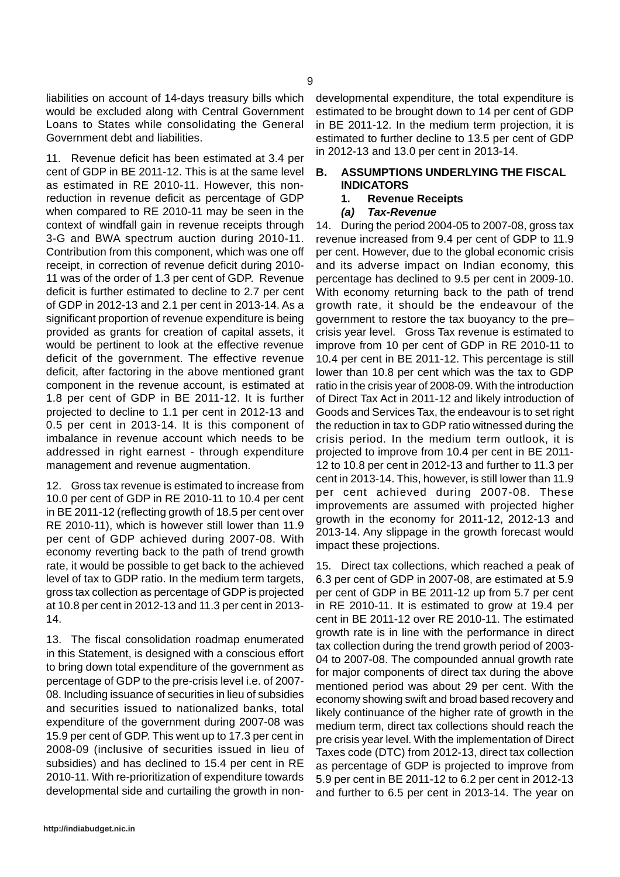liabilities on account of 14-days treasury bills which would be excluded along with Central Government Loans to States while consolidating the General Government debt and liabilities.

11. Revenue deficit has been estimated at 3.4 per cent of GDP in BE 2011-12. This is at the same level as estimated in RE 2010-11. However, this non-reduction in revenue deficit as percentage of GDP when compared to RE 2010-11 may be seen in the context of windfall gain in revenue receipts through 3-G and BWA spectrum auction during 2010-11. Contribution from this component, which was one off receipt, in correction of revenue deficit during 2010-11 was of the order of 1.3 per cent of GDP. Revenue deficit is further estimated to decline to 2.7 per cent of GDP in 2012-13 and 2.1 per cent in 2013-14. As a significant proportion of revenue expenditure is being provided as grants for creation of capital assets, it would be pertinent to look at the effective revenue deficit of the government. The effective revenue deficit, after factoring in the above mentioned grant component in the revenue account, is estimated at 1.8 per cent of GDP in BE 2011-12. It is further projected to decline to 1.1 per cent in 2012-13 and 0.5 per cent in 2013-14. It is this component of imbalance in revenue account which needs to be addressed in right earnest - through expenditure management and revenue augmentation.

12. Gross tax revenue is estimated to increase from 10.0 per cent of GDP in RE 2010-11 to 10.4 per cent in BE 2011-12 (reflecting growth of 18.5 per cent over RE 2010-11), which is however still lower than 11.9 per cent of GDP achieved during 2007-08. With economy reverting back to the path of trend growth rate, it would be possible to get back to the achieved level of tax to GDP ratio. In the medium term targets, gross tax collection as percentage of GDP is projected at 10.8 per cent in 2012-13 and 11.3 per cent in 2013-14.

13. The fiscal consolidation roadmap enumerated in this Statement, is designed with a conscious effort to bring down total expenditure of the government as percentage of GDP to the pre-crisis level i.e. of 2007-08. Including issuance of securities in lieu of subsidies and securities issued to nationalized banks, total expenditure of the government during 2007-08 was 15.9 per cent of GDP. This went up to 17.3 per cent in 2008-09 (inclusive of securities issued in lieu of subsidies) and has declined to 15.4 per cent in RE 2010-11. With re-prioritization of expenditure towards developmental side and curtailing the growth in non-developmental expenditure, the total expenditure is estimated to be brought down to 14 per cent of GDP in BE 2011-12. In the medium term projection, it is estimated to further decline to 13.5 per cent of GDP in 2012-13 and 13.0 per cent in 2013-14.

## B. ASSUMPTIONS UNDERLYING THE FISCAL INDICATORS

### 1. Revenue Receipts

#### *(a) Tax-Revenue*

14. During the period 2004-05 to 2007-08, gross tax revenue increased from 9.4 per cent of GDP to 11.9 per cent. However, due to the global economic crisis and its adverse impact on Indian economy, this percentage has declined to 9.5 per cent in 2009-10. With economy returning back to the path of trend growth rate, it should be the endeavour of the government to restore the tax buoyancy to the pre–crisis year level. Gross Tax revenue is estimated to improve from 10 per cent of GDP in RE 2010-11 to 10.4 per cent in BE 2011-12. This percentage is still lower than 10.8 per cent which was the tax to GDP ratio in the crisis year of 2008-09. With the introduction of Direct Tax Act in 2011-12 and likely introduction of Goods and Services Tax, the endeavour is to set right the reduction in tax to GDP ratio witnessed during the crisis period. In the medium term outlook, it is projected to improve from 10.4 per cent in BE 2011-12 to 10.8 per cent in 2012-13 and further to 11.3 per cent in 2013-14. This, however, is still lower than 11.9 per cent achieved during 2007-08. These improvements are assumed with projected higher growth in the economy for 2011-12, 2012-13 and 2013-14. Any slippage in the growth forecast would impact these projections.

15. Direct tax collections, which reached a peak of 6.3 per cent of GDP in 2007-08, are estimated at 5.9 per cent of GDP in BE 2011-12 up from 5.7 per cent in RE 2010-11. It is estimated to grow at 19.4 per cent in BE 2011-12 over RE 2010-11. The estimated growth rate is in line with the performance in direct tax collection during the trend growth period of 2003-04 to 2007-08. The compounded annual growth rate for major components of direct tax during the above mentioned period was about 29 per cent. With the economy showing swift and broad based recovery and likely continuance of the higher rate of growth in the medium term, direct tax collections should reach the pre crisis year level. With the implementation of Direct Taxes code (DTC) from 2012-13, direct tax collection as percentage of GDP is projected to improve from 5.9 per cent in BE 2011-12 to 6.2 per cent in 2012-13 and further to 6.5 per cent in 2013-14. The year on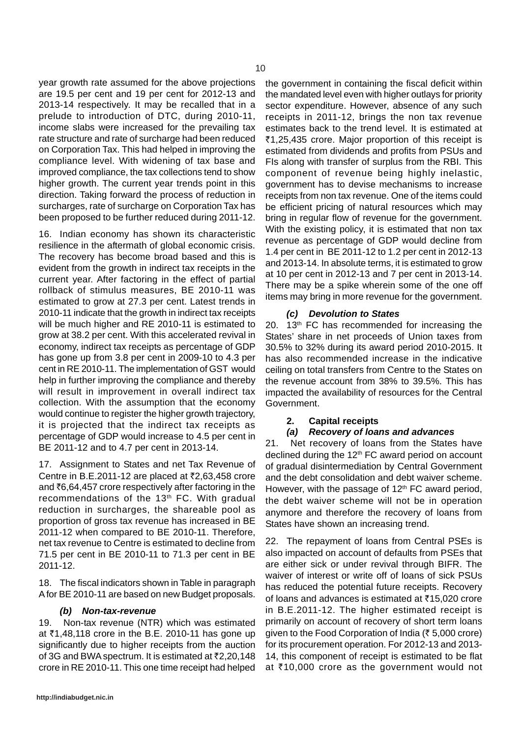year growth rate assumed for the above projections are 19.5 per cent and 19 per cent for 2012-13 and 2013-14 respectively. It may be recalled that in a prelude to introduction of DTC, during 2010-11, income slabs were increased for the prevailing tax rate structure and rate of surcharge had been reduced on Corporation Tax. This had helped in improving the compliance level. With widening of tax base and improved compliance, the tax collections tend to show higher growth. The current year trends point in this direction. Taking forward the process of reduction in surcharges, rate of surcharge on Corporation Tax has been proposed to be further reduced during 2011-12.

16. Indian economy has shown its characteristic resilience in the aftermath of global economic crisis. The recovery has become broad based and this is evident from the growth in indirect tax receipts in the current year. After factoring in the effect of partial rollback of stimulus measures, BE 2010-11 was estimated to grow at 27.3 per cent. Latest trends in 2010-11 indicate that the growth in indirect tax receipts will be much higher and RE 2010-11 is estimated to grow at 38.2 per cent. With this accelerated revival in economy, indirect tax receipts as percentage of GDP has gone up from 3.8 per cent in 2009-10 to 4.3 per cent in RE 2010-11. The implementation of GST would help in further improving the compliance and thereby will result in improvement in overall indirect tax collection. With the assumption that the economy would continue to register the higher growth trajectory, it is projected that the indirect tax receipts as percentage of GDP would increase to 4.5 per cent in BE 2011-12 and to 4.7 per cent in 2013-14.

17. Assignment to States and net Tax Revenue of Centre in B.E.2011-12 are placed at ₹2,63,458 crore and ₹6,64,457 crore respectively after factoring in the recommendations of the 13th FC. With gradual reduction in surcharges, the shareable pool as proportion of gross tax revenue has increased in BE 2011-12 when compared to BE 2010-11. Therefore, net tax revenue to Centre is estimated to decline from 71.5 per cent in BE 2010-11 to 71.3 per cent in BE 2011-12.

18. The fiscal indicators shown in Table in paragraph A for BE 2010-11 are based on new Budget proposals.

### *(b) Non-tax-revenue*

19. Non-tax revenue (NTR) which was estimated at ₹1,48,118 crore in the B.E. 2010-11 has gone up significantly due to higher receipts from the auction of 3G and BWA spectrum. It is estimated at ₹2,20,148 crore in RE 2010-11. This one time receipt had helped the government in containing the fiscal deficit within the mandated level even with higher outlays for priority sector expenditure. However, absence of any such receipts in 2011-12, brings the non tax revenue estimates back to the trend level. It is estimated at ₹1,25,435 crore. Major proportion of this receipt is estimated from dividends and profits from PSUs and FIs along with transfer of surplus from the RBI. This component of revenue being highly inelastic, government has to devise mechanisms to increase receipts from non tax revenue. One of the items could be efficient pricing of natural resources which may bring in regular flow of revenue for the government. With the existing policy, it is estimated that non tax revenue as percentage of GDP would decline from 1.4 per cent in BE 2011-12 to 1.2 per cent in 2012-13 and 2013-14. In absolute terms, it is estimated to grow at 10 per cent in 2012-13 and 7 per cent in 2013-14. There may be a spike wherein some of the one off items may bring in more revenue for the government.

### *(c) Devolution to States*

20. 13th FC has recommended for increasing the States' share in net proceeds of Union taxes from 30.5% to 32% during its award period 2010-2015. It has also recommended increase in the indicative ceiling on total transfers from Centre to the States on the revenue account from 38% to 39.5%. This has impacted the availability of resources for the Central Government.

### **2. Capital receipts**

### *(a) Recovery of loans and advances*

21. Net recovery of loans from the States have declined during the 12th FC award period on account of gradual disintermediation by Central Government and the debt consolidation and debt waiver scheme. However, with the passage of 12th FC award period, the debt waiver scheme will not be in operation anymore and therefore the recovery of loans from States have shown an increasing trend.

22. The repayment of loans from Central PSEs is also impacted on account of defaults from PSEs that are either sick or under revival through BIFR. The waiver of interest or write off of loans of sick PSUs has reduced the potential future receipts. Recovery of loans and advances is estimated at ₹15,020 crore in B.E.2011-12. The higher estimated receipt is primarily on account of recovery of short term loans given to the Food Corporation of India (₹ 5,000 crore) for its procurement operation. For 2012-13 and 2013-14, this component of receipt is estimated to be flat at ₹10,000 crore as the government would not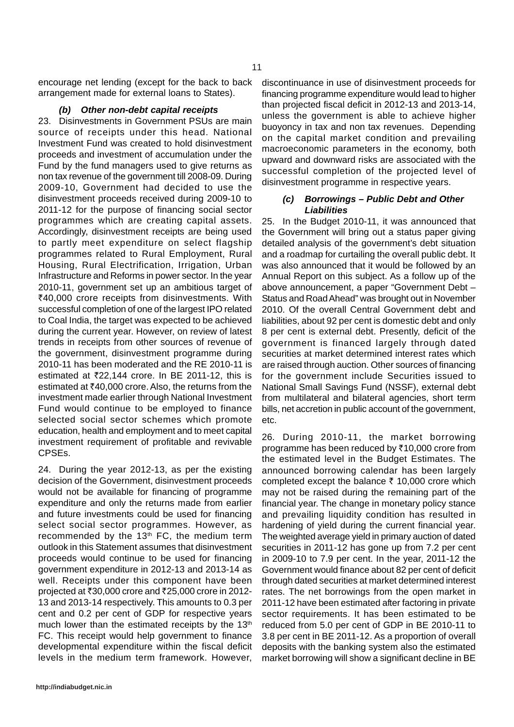encourage net lending (except for the back to back arrangement made for external loans to States).

### *(b) Other non-debt capital receipts*

23. Disinvestments in Government PSUs are main source of receipts under this head. National Investment Fund was created to hold disinvestment proceeds and investment of accumulation under the Fund by the fund managers used to give returns as non tax revenue of the government till 2008-09. During 2009-10, Government had decided to use the disinvestment proceeds received during 2009-10 to 2011-12 for the purpose of financing social sector programmes which are creating capital assets. Accordingly, disinvestment receipts are being used to partly meet expenditure on select flagship programmes related to Rural Employment, Rural Housing, Rural Electrification, Irrigation, Urban Infrastructure and Reforms in power sector. In the year 2010-11, government set up an ambitious target of ₹40,000 crore receipts from disinvestments. With successful completion of one of the largest IPO related to Coal India, the target was expected to be achieved during the current year. However, on review of latest trends in receipts from other sources of revenue of the government, disinvestment programme during 2010-11 has been moderated and the RE 2010-11 is estimated at ₹22,144 crore. In BE 2011-12, this is estimated at ₹40,000 crore. Also, the returns from the investment made earlier through National Investment Fund would continue to be employed to finance selected social sector schemes which promote education, health and employment and to meet capital investment requirement of profitable and revivable CPSEs.

24. During the year 2012-13, as per the existing decision of the Government, disinvestment proceeds would not be available for financing of programme expenditure and only the returns made from earlier and future investments could be used for financing select social sector programmes. However, as recommended by the 13th FC, the medium term outlook in this Statement assumes that disinvestment proceeds would continue to be used for financing government expenditure in 2012-13 and 2013-14 as well. Receipts under this component have been projected at ₹30,000 crore and ₹25,000 crore in 2012-13 and 2013-14 respectively. This amounts to 0.3 per cent and 0.2 per cent of GDP for respective years much lower than the estimated receipts by the 13th FC. This receipt would help government to finance developmental expenditure within the fiscal deficit levels in the medium term framework. However, discontinuance in use of disinvestment proceeds for financing programme expenditure would lead to higher than projected fiscal deficit in 2012-13 and 2013-14, unless the government is able to achieve higher buoyancy in tax and non tax revenues. Depending on the capital market condition and prevailing macroeconomic parameters in the economy, both upward and downward risks are associated with the successful completion of the projected level of disinvestment programme in respective years.

### *(c) Borrowings – Public Debt and Other Liabilities*

25. In the Budget 2010-11, it was announced that the Government will bring out a status paper giving detailed analysis of the government's debt situation and a roadmap for curtailing the overall public debt. It was also announced that it would be followed by an Annual Report on this subject. As a follow up of the above announcement, a paper "Government Debt – Status and Road Ahead" was brought out in November 2010. Of the overall Central Government debt and liabilities, about 92 per cent is domestic debt and only 8 per cent is external debt. Presently, deficit of the government is financed largely through dated securities at market determined interest rates which are raised through auction. Other sources of financing for the government include Securities issued to National Small Savings Fund (NSSF), external debt from multilateral and bilateral agencies, short term bills, net accretion in public account of the government, etc.

26. During 2010-11, the market borrowing programme has been reduced by ₹10,000 crore from the estimated level in the Budget Estimates. The announced borrowing calendar has been largely completed except the balance ₹ 10,000 crore which may not be raised during the remaining part of the financial year. The change in monetary policy stance and prevailing liquidity condition has resulted in hardening of yield during the current financial year. The weighted average yield in primary auction of dated securities in 2011-12 has gone up from 7.2 per cent in 2009-10 to 7.9 per cent. In the year, 2011-12 the Government would finance about 82 per cent of deficit through dated securities at market determined interest rates. The net borrowings from the open market in 2011-12 have been estimated after factoring in private sector requirements. It has been estimated to be reduced from 5.0 per cent of GDP in BE 2010-11 to 3.8 per cent in BE 2011-12. As a proportion of overall deposits with the banking system also the estimated market borrowing will show a significant decline in BE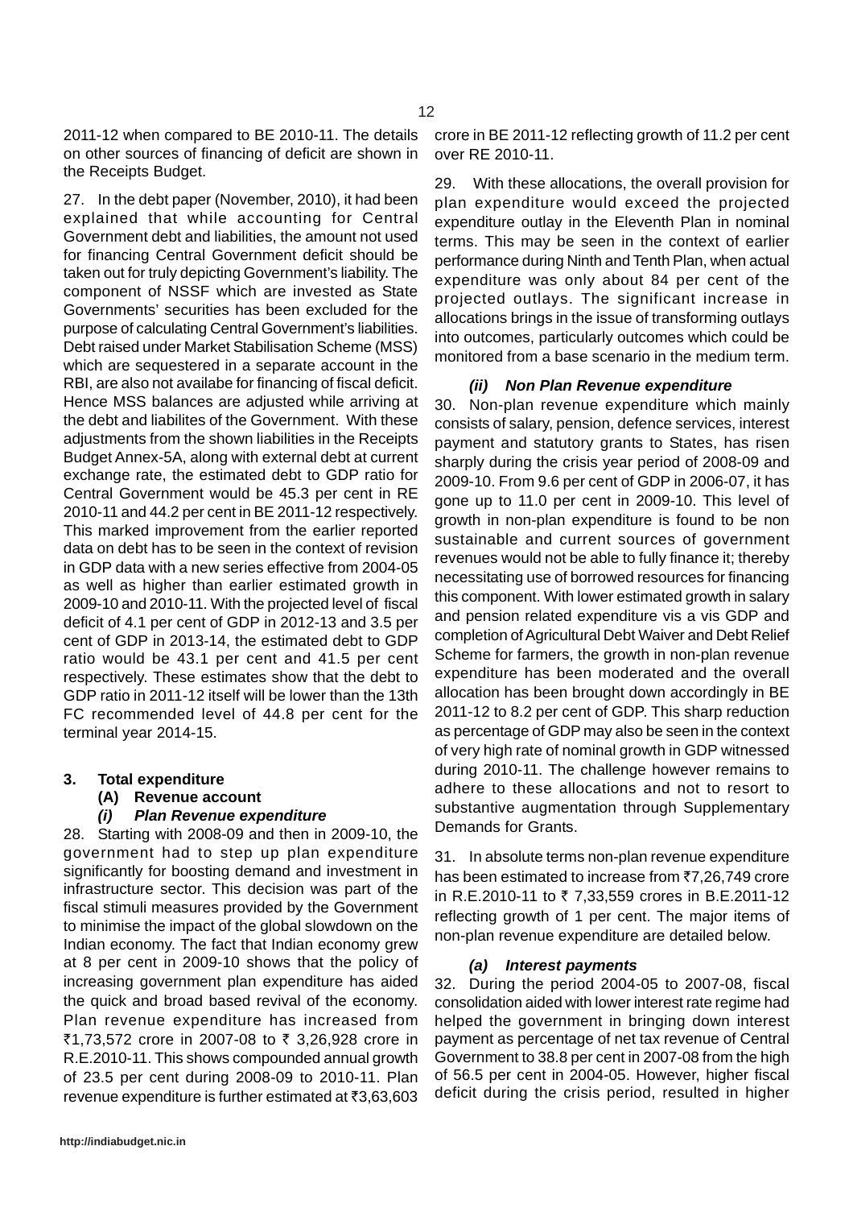2011-12 when compared to BE 2010-11. The details on other sources of financing of deficit are shown in the Receipts Budget.

27. In the debt paper (November, 2010), it had been explained that while accounting for Central Government debt and liabilities, the amount not used for financing Central Government deficit should be taken out for truly depicting Government's liability. The component of NSSF which are invested as State Governments' securities has been excluded for the purpose of calculating Central Government's liabilities. Debt raised under Market Stabilisation Scheme (MSS) which are sequestered in a separate account in the RBI, are also not availabe for financing of fiscal deficit. Hence MSS balances are adjusted while arriving at the debt and liabilites of the Government. With these adjustments from the shown liabilities in the Receipts Budget Annex-5A, along with external debt at current exchange rate, the estimated debt to GDP ratio for Central Government would be 45.3 per cent in RE 2010-11 and 44.2 per cent in BE 2011-12 respectively. This marked improvement from the earlier reported data on debt has to be seen in the context of revision in GDP data with a new series effective from 2004-05 as well as higher than earlier estimated growth in 2009-10 and 2010-11. With the projected level of fiscal deficit of 4.1 per cent of GDP in 2012-13 and 3.5 per cent of GDP in 2013-14, the estimated debt to GDP ratio would be 43.1 per cent and 41.5 per cent respectively. These estimates show that the debt to GDP ratio in 2011-12 itself will be lower than the 13th FC recommended level of 44.8 per cent for the terminal year 2014-15.

## 3. Total expenditure

### (A) Revenue account

#### *(i) Plan Revenue expenditure*

28. Starting with 2008-09 and then in 2009-10, the government had to step up plan expenditure significantly for boosting demand and investment in infrastructure sector. This decision was part of the fiscal stimuli measures provided by the Government to minimise the impact of the global slowdown on the Indian economy. The fact that Indian economy grew at 8 per cent in 2009-10 shows that the policy of increasing government plan expenditure has aided the quick and broad based revival of the economy. Plan revenue expenditure has increased from ₹1,73,572 crore in 2007-08 to ₹ 3,26,928 crore in R.E.2010-11. This shows compounded annual growth of 23.5 per cent during 2008-09 to 2010-11. Plan revenue expenditure is further estimated at ₹3,63,603 crore in BE 2011-12 reflecting growth of 11.2 per cent over RE 2010-11.

29. With these allocations, the overall provision for plan expenditure would exceed the projected expenditure outlay in the Eleventh Plan in nominal terms. This may be seen in the context of earlier performance during Ninth and Tenth Plan, when actual expenditure was only about 84 per cent of the projected outlays. The significant increase in allocations brings in the issue of transforming outlays into outcomes, particularly outcomes which could be monitored from a base scenario in the medium term.

#### *(ii) Non Plan Revenue expenditure*

30. Non-plan revenue expenditure which mainly consists of salary, pension, defence services, interest payment and statutory grants to States, has risen sharply during the crisis year period of 2008-09 and 2009-10. From 9.6 per cent of GDP in 2006-07, it has gone up to 11.0 per cent in 2009-10. This level of growth in non-plan expenditure is found to be non sustainable and current sources of government revenues would not be able to fully finance it; thereby necessitating use of borrowed resources for financing this component. With lower estimated growth in salary and pension related expenditure vis a vis GDP and completion of Agricultural Debt Waiver and Debt Relief Scheme for farmers, the growth in non-plan revenue expenditure has been moderated and the overall allocation has been brought down accordingly in BE 2011-12 to 8.2 per cent of GDP. This sharp reduction as percentage of GDP may also be seen in the context of very high rate of nominal growth in GDP witnessed during 2010-11. The challenge however remains to adhere to these allocations and not to resort to substantive augmentation through Supplementary Demands for Grants.

31. In absolute terms non-plan revenue expenditure has been estimated to increase from ₹7,26,749 crore in R.E.2010-11 to ₹ 7,33,559 crores in B.E.2011-12 reflecting growth of 1 per cent. The major items of non-plan revenue expenditure are detailed below.

#### *(a) Interest payments*

32. During the period 2004-05 to 2007-08, fiscal consolidation aided with lower interest rate regime had helped the government in bringing down interest payment as percentage of net tax revenue of Central Government to 38.8 per cent in 2007-08 from the high of 56.5 per cent in 2004-05. However, higher fiscal deficit during the crisis period, resulted in higher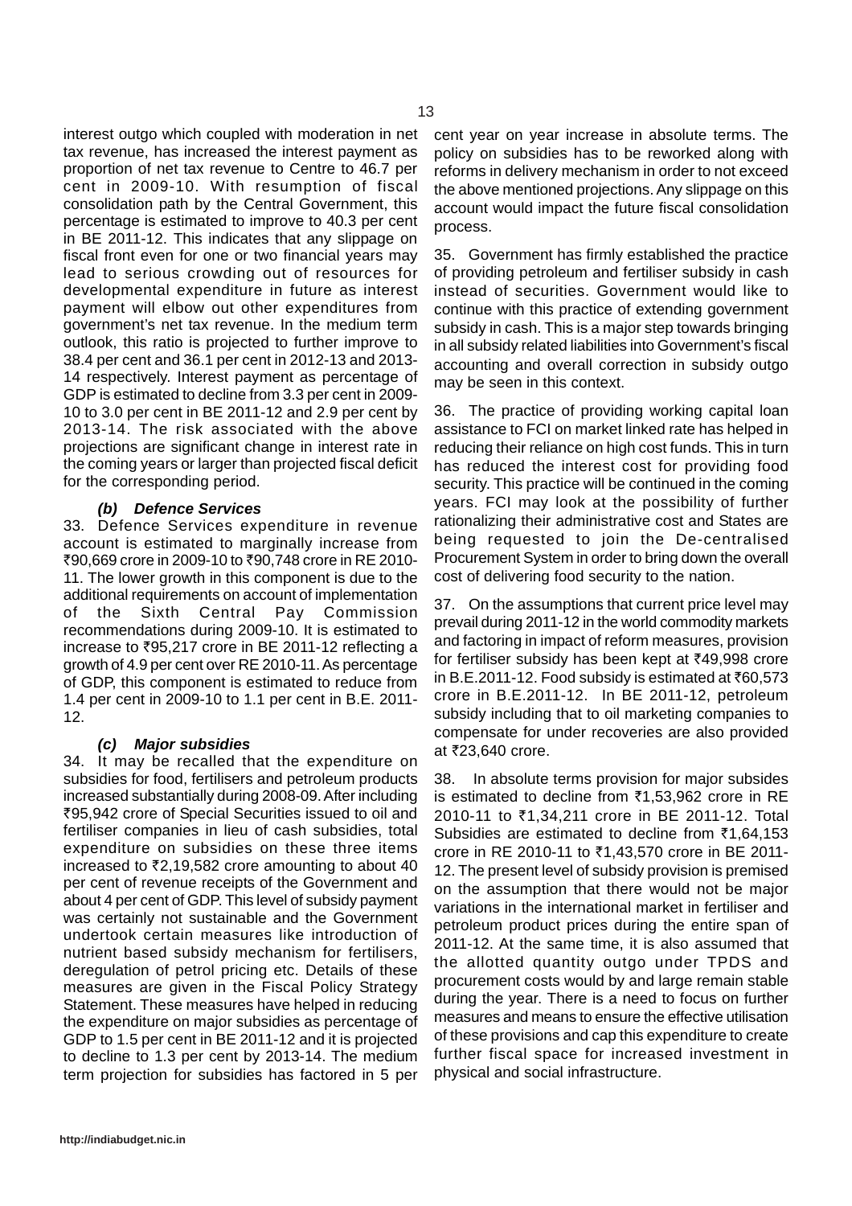interest outgo which coupled with moderation in net tax revenue, has increased the interest payment as proportion of net tax revenue to Centre to 46.7 per cent in 2009-10. With resumption of fiscal consolidation path by the Central Government, this percentage is estimated to improve to 40.3 per cent in BE 2011-12. This indicates that any slippage on fiscal front even for one or two financial years may lead to serious crowding out of resources for developmental expenditure in future as interest payment will elbow out other expenditures from government's net tax revenue. In the medium term outlook, this ratio is projected to further improve to 38.4 per cent and 36.1 per cent in 2012-13 and 2013-14 respectively. Interest payment as percentage of GDP is estimated to decline from 3.3 per cent in 2009-10 to 3.0 per cent in BE 2011-12 and 2.9 per cent by 2013-14. The risk associated with the above projections are significant change in interest rate in the coming years or larger than projected fiscal deficit for the corresponding period.

### *(b) Defence Services*

33. Defence Services expenditure in revenue account is estimated to marginally increase from ₹90,669 crore in 2009-10 to ₹90,748 crore in RE 2010-11. The lower growth in this component is due to the additional requirements on account of implementation of the Sixth Central Pay Commission recommendations during 2009-10. It is estimated to increase to ₹95,217 crore in BE 2011-12 reflecting a growth of 4.9 per cent over RE 2010-11. As percentage of GDP, this component is estimated to reduce from 1.4 per cent in 2009-10 to 1.1 per cent in B.E. 2011-12.

### *(c) Major subsidies*

34. It may be recalled that the expenditure on subsidies for food, fertilisers and petroleum products increased substantially during 2008-09. After including ₹95,942 crore of Special Securities issued to oil and fertiliser companies in lieu of cash subsidies, total expenditure on subsidies on these three items increased to ₹2,19,582 crore amounting to about 40 per cent of revenue receipts of the Government and about 4 per cent of GDP. This level of subsidy payment was certainly not sustainable and the Government undertook certain measures like introduction of nutrient based subsidy mechanism for fertilisers, deregulation of petrol pricing etc. Details of these measures are given in the Fiscal Policy Strategy Statement. These measures have helped in reducing the expenditure on major subsidies as percentage of GDP to 1.5 per cent in BE 2011-12 and it is projected to decline to 1.3 per cent by 2013-14. The medium term projection for subsidies has factored in 5 per cent year on year increase in absolute terms. The policy on subsidies has to be reworked along with reforms in delivery mechanism in order to not exceed the above mentioned projections. Any slippage on this account would impact the future fiscal consolidation process.

35. Government has firmly established the practice of providing petroleum and fertiliser subsidy in cash instead of securities. Government would like to continue with this practice of extending government subsidy in cash. This is a major step towards bringing in all subsidy related liabilities into Government's fiscal accounting and overall correction in subsidy outgo may be seen in this context.

36. The practice of providing working capital loan assistance to FCI on market linked rate has helped in reducing their reliance on high cost funds. This in turn has reduced the interest cost for providing food security. This practice will be continued in the coming years. FCI may look at the possibility of further rationalizing their administrative cost and States are being requested to join the De-centralised Procurement System in order to bring down the overall cost of delivering food security to the nation.

37. On the assumptions that current price level may prevail during 2011-12 in the world commodity markets and factoring in impact of reform measures, provision for fertiliser subsidy has been kept at ₹49,998 crore in B.E.2011-12. Food subsidy is estimated at ₹60,573 crore in B.E.2011-12. In BE 2011-12, petroleum subsidy including that to oil marketing companies to compensate for under recoveries are also provided at ₹23,640 crore.

38. In absolute terms provision for major subsides is estimated to decline from ₹1,53,962 crore in RE 2010-11 to ₹1,34,211 crore in BE 2011-12. Total Subsidies are estimated to decline from ₹1,64,153 crore in RE 2010-11 to ₹1,43,570 crore in BE 2011-12. The present level of subsidy provision is premised on the assumption that there would not be major variations in the international market in fertiliser and petroleum product prices during the entire span of 2011-12. At the same time, it is also assumed that the allotted quantity outgo under TPDS and procurement costs would by and large remain stable during the year. There is a need to focus on further measures and means to ensure the effective utilisation of these provisions and cap this expenditure to create further fiscal space for increased investment in physical and social infrastructure.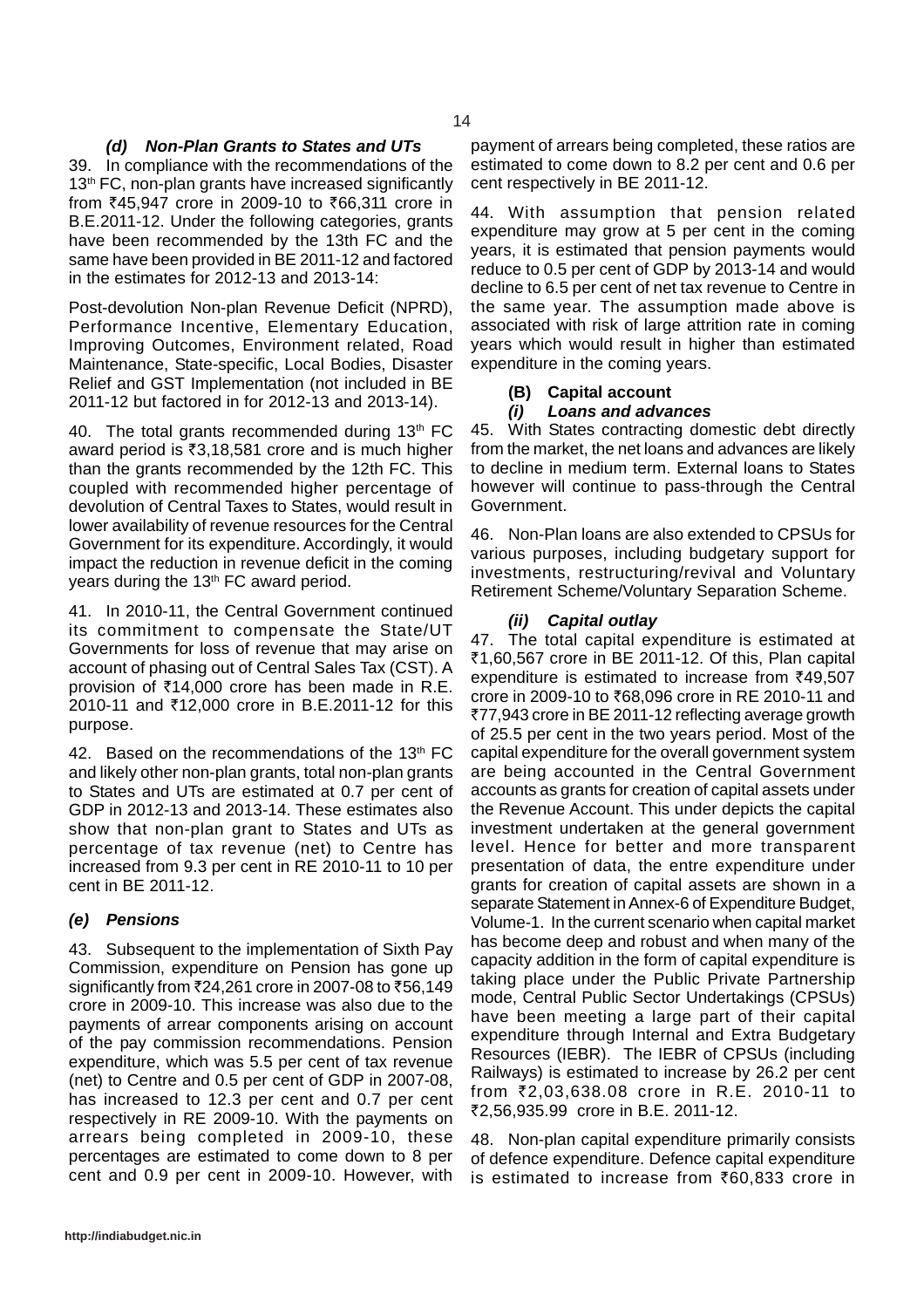### *(d) Non-Plan Grants to States and UTs*

39. In compliance with the recommendations of the 13th FC, non-plan grants have increased significantly from ₹45,947 crore in 2009-10 to ₹66,311 crore in B.E.2011-12. Under the following categories, grants have been recommended by the 13th FC and the same have been provided in BE 2011-12 and factored in the estimates for 2012-13 and 2013-14:

Post-devolution Non-plan Revenue Deficit (NPRD), Performance Incentive, Elementary Education, Improving Outcomes, Environment related, Road Maintenance, State-specific, Local Bodies, Disaster Relief and GST Implementation (not included in BE 2011-12 but factored in for 2012-13 and 2013-14).

40. The total grants recommended during 13th FC award period is ₹3,18,581 crore and is much higher than the grants recommended by the 12th FC. This coupled with recommended higher percentage of devolution of Central Taxes to States, would result in lower availability of revenue resources for the Central Government for its expenditure. Accordingly, it would impact the reduction in revenue deficit in the coming years during the 13th FC award period.

41. In 2010-11, the Central Government continued its commitment to compensate the State/UT Governments for loss of revenue that may arise on account of phasing out of Central Sales Tax (CST). A provision of ₹14,000 crore has been made in R.E. 2010-11 and ₹12,000 crore in B.E.2011-12 for this purpose.

42. Based on the recommendations of the 13th FC and likely other non-plan grants, total non-plan grants to States and UTs are estimated at 0.7 per cent of GDP in 2012-13 and 2013-14. These estimates also show that non-plan grant to States and UTs as percentage of tax revenue (net) to Centre has increased from 9.3 per cent in RE 2010-11 to 10 per cent in BE 2011-12.

### *(e) Pensions*

43. Subsequent to the implementation of Sixth Pay Commission, expenditure on Pension has gone up significantly from ₹24,261 crore in 2007-08 to ₹56,149 crore in 2009-10. This increase was also due to the payments of arrear components arising on account of the pay commission recommendations. Pension expenditure, which was 5.5 per cent of tax revenue (net) to Centre and 0.5 per cent of GDP in 2007-08, has increased to 12.3 per cent and 0.7 per cent respectively in RE 2009-10. With the payments on arrears being completed in 2009-10, these percentages are estimated to come down to 8 per cent and 0.9 per cent in 2009-10. However, with payment of arrears being completed, these ratios are estimated to come down to 8.2 per cent and 0.6 per cent respectively in BE 2011-12.

44. With assumption that pension related expenditure may grow at 5 per cent in the coming years, it is estimated that pension payments would reduce to 0.5 per cent of GDP by 2013-14 and would decline to 6.5 per cent of net tax revenue to Centre in the same year. The assumption made above is associated with risk of large attrition rate in coming years which would result in higher than estimated expenditure in the coming years.

## (B) Capital account

### *(i) Loans and advances*

45. With States contracting domestic debt directly from the market, the net loans and advances are likely to decline in medium term. External loans to States however will continue to pass-through the Central Government.

46. Non-Plan loans are also extended to CPSUs for various purposes, including budgetary support for investments, restructuring/revival and Voluntary Retirement Scheme/Voluntary Separation Scheme.

### *(ii) Capital outlay*

47. The total capital expenditure is estimated at ₹1,60,567 crore in BE 2011-12. Of this, Plan capital expenditure is estimated to increase from ₹49,507 crore in 2009-10 to ₹68,096 crore in RE 2010-11 and ₹77,943 crore in BE 2011-12 reflecting average growth of 25.5 per cent in the two years period. Most of the capital expenditure for the overall government system are being accounted in the Central Government accounts as grants for creation of capital assets under the Revenue Account. This under depicts the capital investment undertaken at the general government level. Hence for better and more transparent presentation of data, the entre expenditure under grants for creation of capital assets are shown in a separate Statement in Annex-6 of Expenditure Budget, Volume-1. In the current scenario when capital market has become deep and robust and when many of the capacity addition in the form of capital expenditure is taking place under the Public Private Partnership mode, Central Public Sector Undertakings (CPSUs) have been meeting a large part of their capital expenditure through Internal and Extra Budgetary Resources (IEBR). The IEBR of CPSUs (including Railways) is estimated to increase by 26.2 per cent from ₹2,03,638.08 crore in R.E. 2010-11 to ₹2,56,935.99 crore in B.E. 2011-12.

48. Non-plan capital expenditure primarily consists of defence expenditure. Defence capital expenditure is estimated to increase from ₹60,833 crore in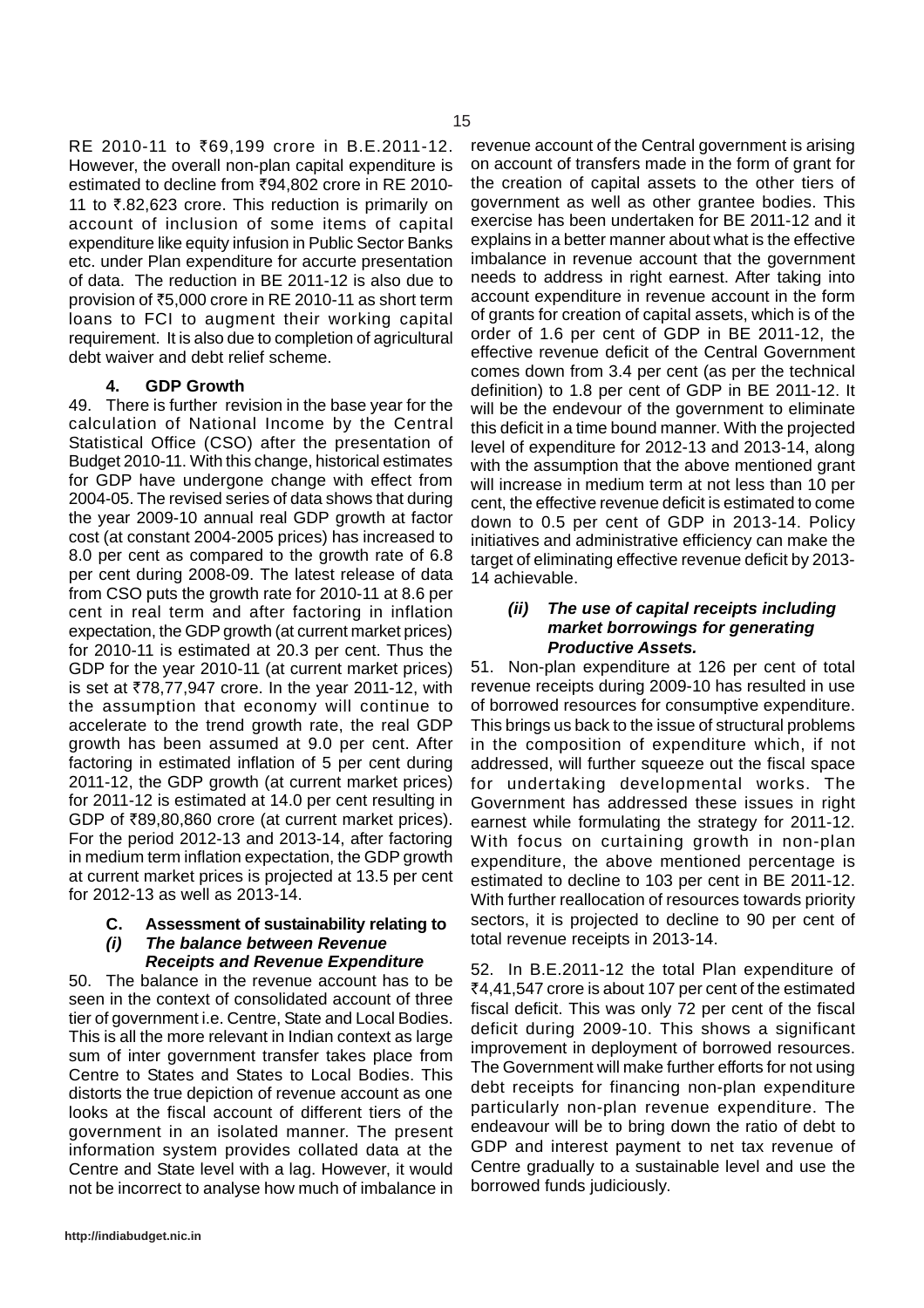RE 2010-11 to ₹69,199 crore in B.E.2011-12. However, the overall non-plan capital expenditure is estimated to decline from ₹94,802 crore in RE 2010-11 to ₹.82,623 crore. This reduction is primarily on account of inclusion of some items of capital expenditure like equity infusion in Public Sector Banks etc. under Plan expenditure for accurte presentation of data. The reduction in BE 2011-12 is also due to provision of ₹5,000 crore in RE 2010-11 as short term loans to FCI to augment their working capital requirement. It is also due to completion of agricultural debt waiver and debt relief scheme.

#### 4. GDP Growth

49. There is further revision in the base year for the calculation of National Income by the Central Statistical Office (CSO) after the presentation of Budget 2010-11. With this change, historical estimates for GDP have undergone change with effect from 2004-05. The revised series of data shows that during the year 2009-10 annual real GDP growth at factor cost (at constant 2004-2005 prices) has increased to 8.0 per cent as compared to the growth rate of 6.8 per cent during 2008-09. The latest release of data from CSO puts the growth rate for 2010-11 at 8.6 per cent in real term and after factoring in inflation expectation, the GDP growth (at current market prices) for 2010-11 is estimated at 20.3 per cent. Thus the GDP for the year 2010-11 (at current market prices) is set at ₹78,77,947 crore. In the year 2011-12, with the assumption that economy will continue to accelerate to the trend growth rate, the real GDP growth has been assumed at 9.0 per cent. After factoring in estimated inflation of 5 per cent during 2011-12, the GDP growth (at current market prices) for 2011-12 is estimated at 14.0 per cent resulting in GDP of ₹89,80,860 crore (at current market prices). For the period 2012-13 and 2013-14, after factoring in medium term inflation expectation, the GDP growth at current market prices is projected at 13.5 per cent for 2012-13 as well as 2013-14.

### C. Assessment of sustainability relating to

#### *(i) The balance between Revenue Receipts and Revenue Expenditure*

50. The balance in the revenue account has to be seen in the context of consolidated account of three tier of government i.e. Centre, State and Local Bodies. This is all the more relevant in Indian context as large sum of inter government transfer takes place from Centre to States and States to Local Bodies. This distorts the true depiction of revenue account as one looks at the fiscal account of different tiers of the government in an isolated manner. The present information system provides collated data at the Centre and State level with a lag. However, it would not be incorrect to analyse how much of imbalance in revenue account of the Central government is arising on account of transfers made in the form of grant for the creation of capital assets to the other tiers of government as well as other grantee bodies. This exercise has been undertaken for BE 2011-12 and it explains in a better manner about what is the effective imbalance in revenue account that the government needs to address in right earnest. After taking into account expenditure in revenue account in the form of grants for creation of capital assets, which is of the order of 1.6 per cent of GDP in BE 2011-12, the effective revenue deficit of the Central Government comes down from 3.4 per cent (as per the technical definition) to 1.8 per cent of GDP in BE 2011-12. It will be the endevour of the government to eliminate this deficit in a time bound manner. With the projected level of expenditure for 2012-13 and 2013-14, along with the assumption that the above mentioned grant will increase in medium term at not less than 10 per cent, the effective revenue deficit is estimated to come down to 0.5 per cent of GDP in 2013-14. Policy initiatives and administrative efficiency can make the target of eliminating effective revenue deficit by 2013-14 achievable.

#### *(ii) The use of capital receipts including market borrowings for generating Productive Assets.*

51. Non-plan expenditure at 126 per cent of total revenue receipts during 2009-10 has resulted in use of borrowed resources for consumptive expenditure. This brings us back to the issue of structural problems in the composition of expenditure which, if not addressed, will further squeeze out the fiscal space for undertaking developmental works. The Government has addressed these issues in right earnest while formulating the strategy for 2011-12. With focus on curtaining growth in non-plan expenditure, the above mentioned percentage is estimated to decline to 103 per cent in BE 2011-12. With further reallocation of resources towards priority sectors, it is projected to decline to 90 per cent of total revenue receipts in 2013-14.

52. In B.E.2011-12 the total Plan expenditure of ₹4,41,547 crore is about 107 per cent of the estimated fiscal deficit. This was only 72 per cent of the fiscal deficit during 2009-10. This shows a significant improvement in deployment of borrowed resources. The Government will make further efforts for not using debt receipts for financing non-plan expenditure particularly non-plan revenue expenditure. The endeavour will be to bring down the ratio of debt to GDP and interest payment to net tax revenue of Centre gradually to a sustainable level and use the borrowed funds judiciously.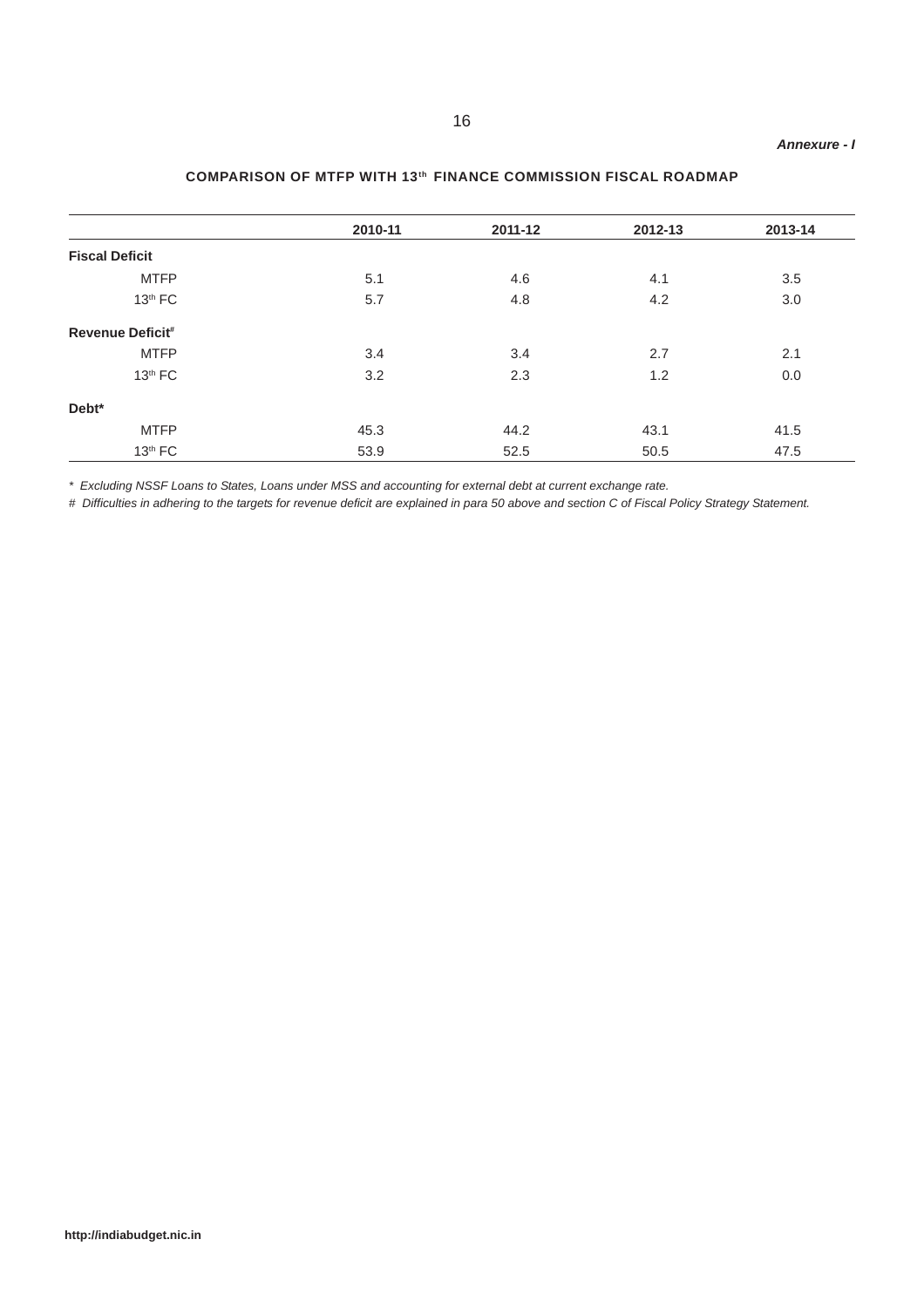*Annexure - I*

## COMPARISON OF MTFP WITH 13th FINANCE COMMISSION FISCAL ROADMAP

| | 2010-11 | 2011-12 | 2012-13 | 2013-14 |
|---|---|---|---|---|
| **Fiscal Deficit** | | | | |
| MTFP | 5.1 | 4.6 | 4.1 | 3.5 |
| 13th FC | 5.7 | 4.8 | 4.2 | 3.0 |
| **Revenue Deficit#** | | | | |
| MTFP | 3.4 | 3.4 | 2.7 | 2.1 |
| 13th FC | 3.2 | 2.3 | 1.2 | 0.0 |
| **Debt*** | | | | |
| MTFP | 45.3 | 44.2 | 43.1 | 41.5 |
| 13th FC | 53.9 | 52.5 | 50.5 | 47.5 |

*\* Excluding NSSF Loans to States, Loans under MSS and accounting for external debt at current exchange rate.*

*# Difficulties in adhering to the targets for revenue deficit are explained in para 50 above and section C of Fiscal Policy Strategy Statement.*

**http://indiabudget.nic.in**